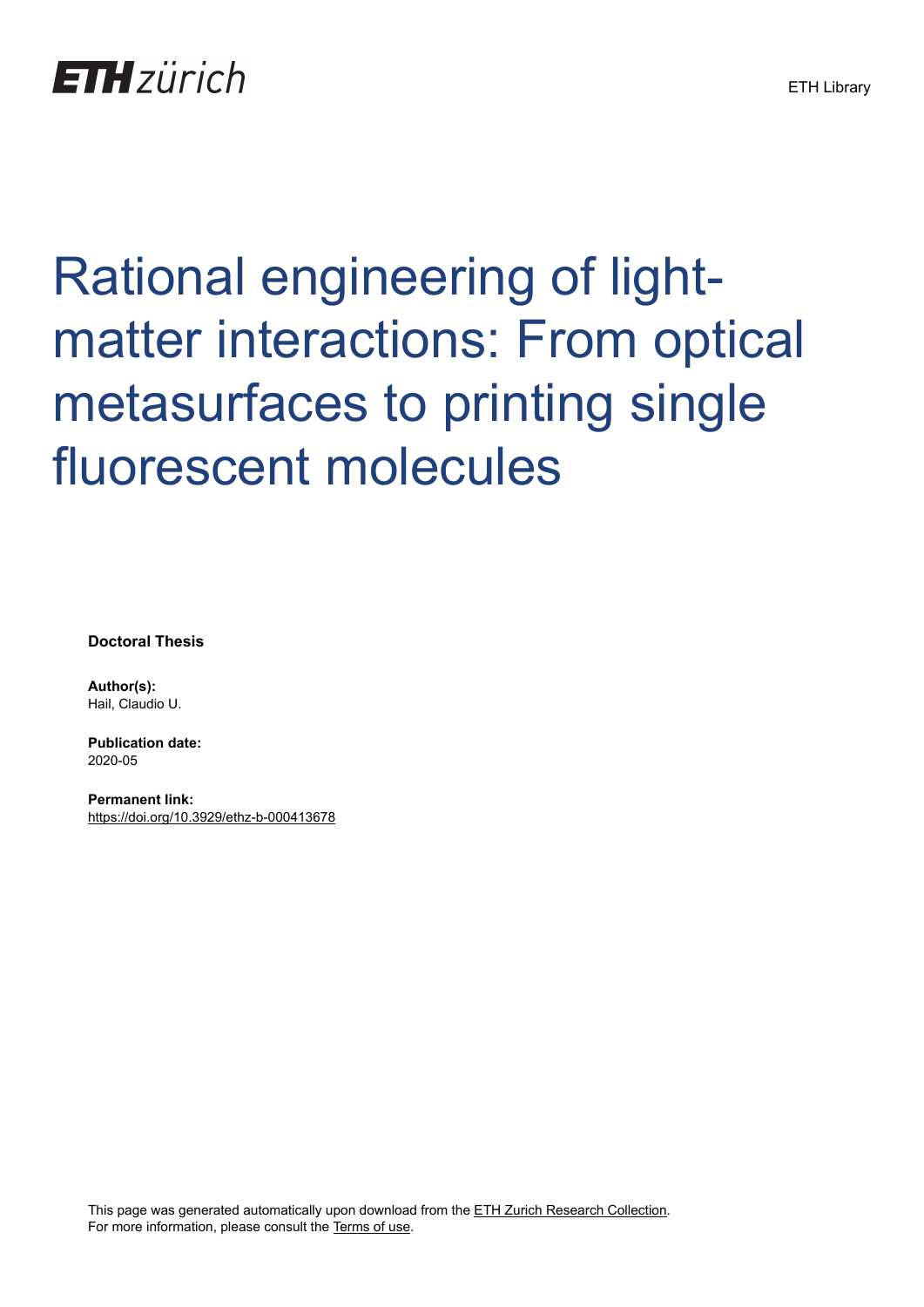ETH zürich

ETH Library

# Rational engineering of light-matter interactions: From optical metasurfaces to printing single fluorescent molecules

**Doctoral Thesis**

**Author(s):**
Hail, Claudio U.

**Publication date:**
2020-05

**Permanent link:**
https://doi.org/10.3929/ethz-b-000413678

This page was generated automatically upon download from the ETH Zurich Research Collection.
For more information, please consult the Terms of use.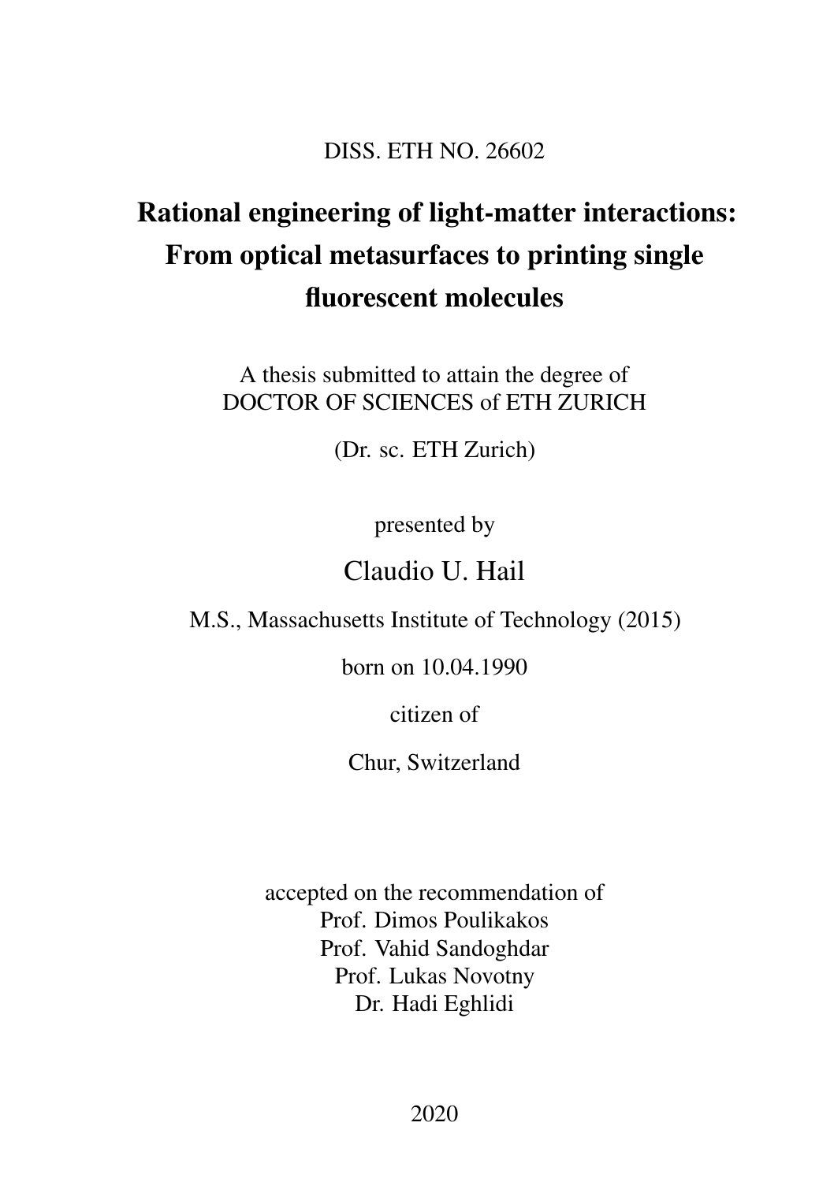DISS. ETH NO. 26602

# Rational engineering of light-matter interactions: From optical metasurfaces to printing single fluorescent molecules

A thesis submitted to attain the degree of
DOCTOR OF SCIENCES of ETH ZURICH

(Dr. sc. ETH Zurich)

presented by

Claudio U. Hail

M.S., Massachusetts Institute of Technology (2015)

born on 10.04.1990

citizen of

Chur, Switzerland

accepted on the recommendation of
Prof. Dimos Poulikakos
Prof. Vahid Sandoghdar
Prof. Lukas Novotny
Dr. Hadi Eghlidi

2020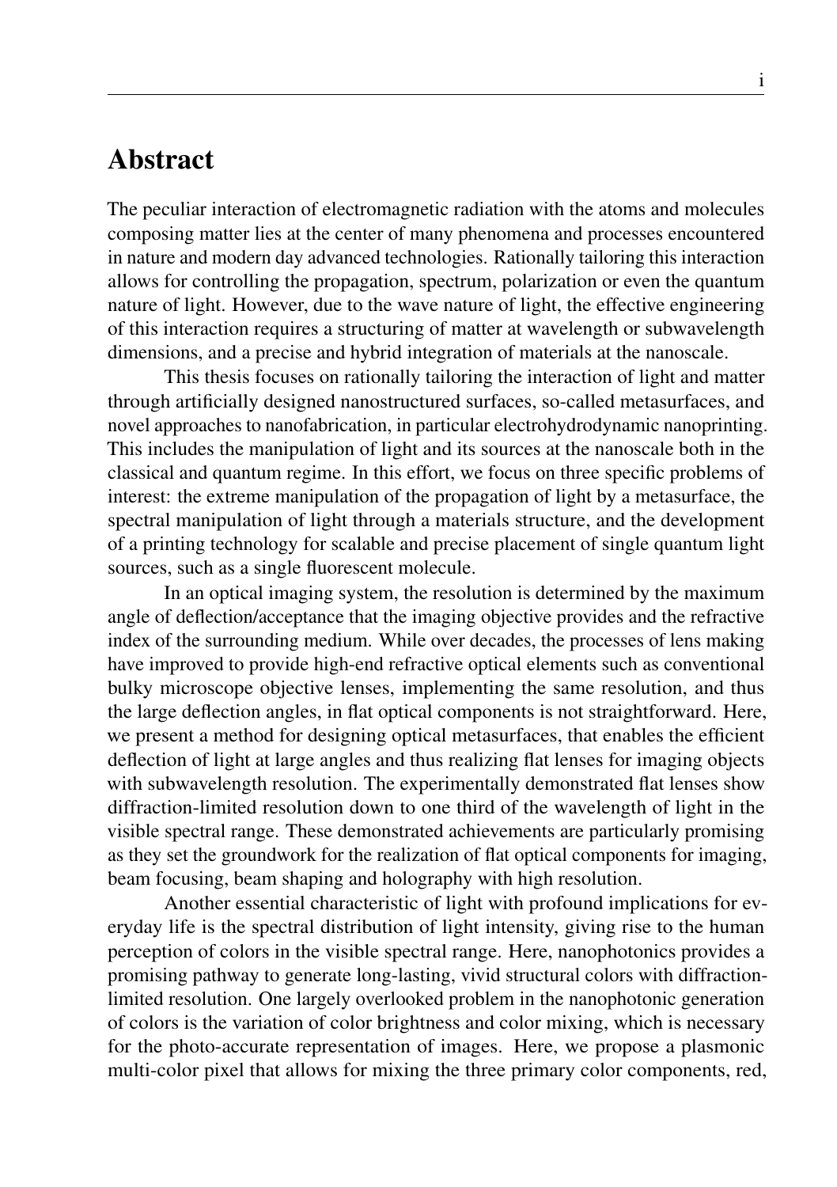# Abstract

The peculiar interaction of electromagnetic radiation with the atoms and molecules composing matter lies at the center of many phenomena and processes encountered in nature and modern day advanced technologies. Rationally tailoring this interaction allows for controlling the propagation, spectrum, polarization or even the quantum nature of light. However, due to the wave nature of light, the effective engineering of this interaction requires a structuring of matter at wavelength or subwavelength dimensions, and a precise and hybrid integration of materials at the nanoscale.

This thesis focuses on rationally tailoring the interaction of light and matter through artificially designed nanostructured surfaces, so-called metasurfaces, and novel approaches to nanofabrication, in particular electrohydrodynamic nanoprinting. This includes the manipulation of light and its sources at the nanoscale both in the classical and quantum regime. In this effort, we focus on three specific problems of interest: the extreme manipulation of the propagation of light by a metasurface, the spectral manipulation of light through a materials structure, and the development of a printing technology for scalable and precise placement of single quantum light sources, such as a single fluorescent molecule.

In an optical imaging system, the resolution is determined by the maximum angle of deflection/acceptance that the imaging objective provides and the refractive index of the surrounding medium. While over decades, the processes of lens making have improved to provide high-end refractive optical elements such as conventional bulky microscope objective lenses, implementing the same resolution, and thus the large deflection angles, in flat optical components is not straightforward. Here, we present a method for designing optical metasurfaces, that enables the efficient deflection of light at large angles and thus realizing flat lenses for imaging objects with subwavelength resolution. The experimentally demonstrated flat lenses show diffraction-limited resolution down to one third of the wavelength of light in the visible spectral range. These demonstrated achievements are particularly promising as they set the groundwork for the realization of flat optical components for imaging, beam focusing, beam shaping and holography with high resolution.

Another essential characteristic of light with profound implications for everyday life is the spectral distribution of light intensity, giving rise to the human perception of colors in the visible spectral range. Here, nanophotonics provides a promising pathway to generate long-lasting, vivid structural colors with diffraction-limited resolution. One largely overlooked problem in the nanophotonic generation of colors is the variation of color brightness and color mixing, which is necessary for the photo-accurate representation of images. Here, we propose a plasmonic multi-color pixel that allows for mixing the three primary color components, red,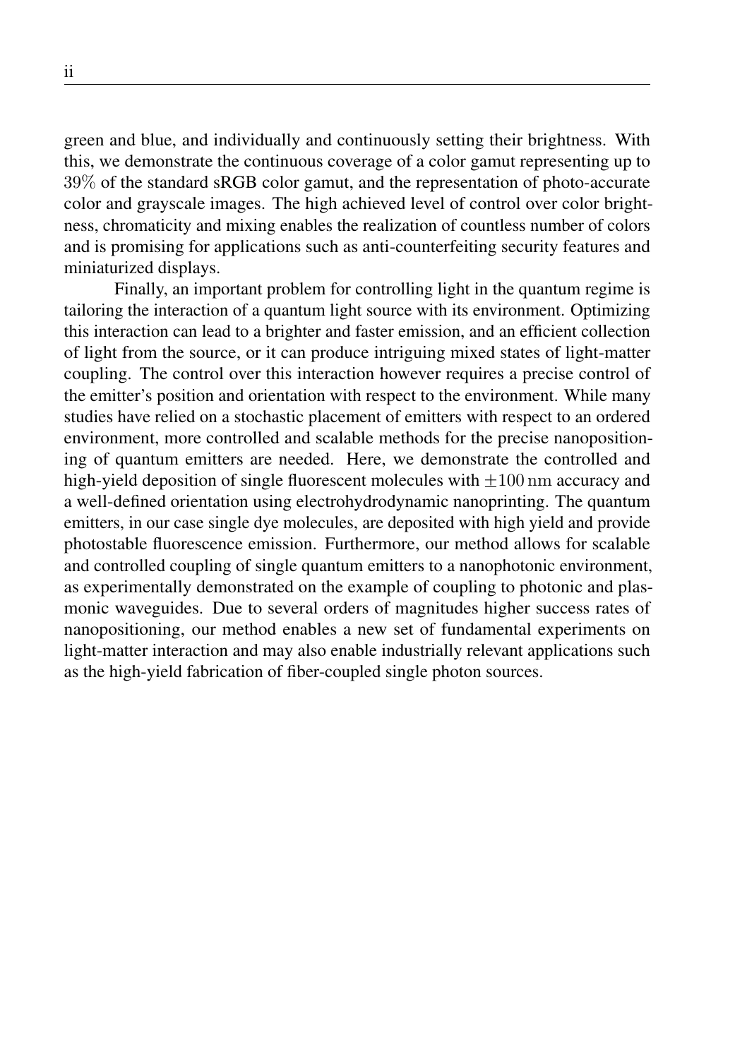green and blue, and individually and continuously setting their brightness. With this, we demonstrate the continuous coverage of a color gamut representing up to 39% of the standard sRGB color gamut, and the representation of photo-accurate color and grayscale images. The high achieved level of control over color brightness, chromaticity and mixing enables the realization of countless number of colors and is promising for applications such as anti-counterfeiting security features and miniaturized displays.

Finally, an important problem for controlling light in the quantum regime is tailoring the interaction of a quantum light source with its environment. Optimizing this interaction can lead to a brighter and faster emission, and an efficient collection of light from the source, or it can produce intriguing mixed states of light-matter coupling. The control over this interaction however requires a precise control of the emitter's position and orientation with respect to the environment. While many studies have relied on a stochastic placement of emitters with respect to an ordered environment, more controlled and scalable methods for the precise nanopositioning of quantum emitters are needed. Here, we demonstrate the controlled and high-yield deposition of single fluorescent molecules with $\pm 100\,\mathrm{nm}$ accuracy and a well-defined orientation using electrohydrodynamic nanoprinting. The quantum emitters, in our case single dye molecules, are deposited with high yield and provide photostable fluorescence emission. Furthermore, our method allows for scalable and controlled coupling of single quantum emitters to a nanophotonic environment, as experimentally demonstrated on the example of coupling to photonic and plasmonic waveguides. Due to several orders of magnitudes higher success rates of nanopositioning, our method enables a new set of fundamental experiments on light-matter interaction and may also enable industrially relevant applications such as the high-yield fabrication of fiber-coupled single photon sources.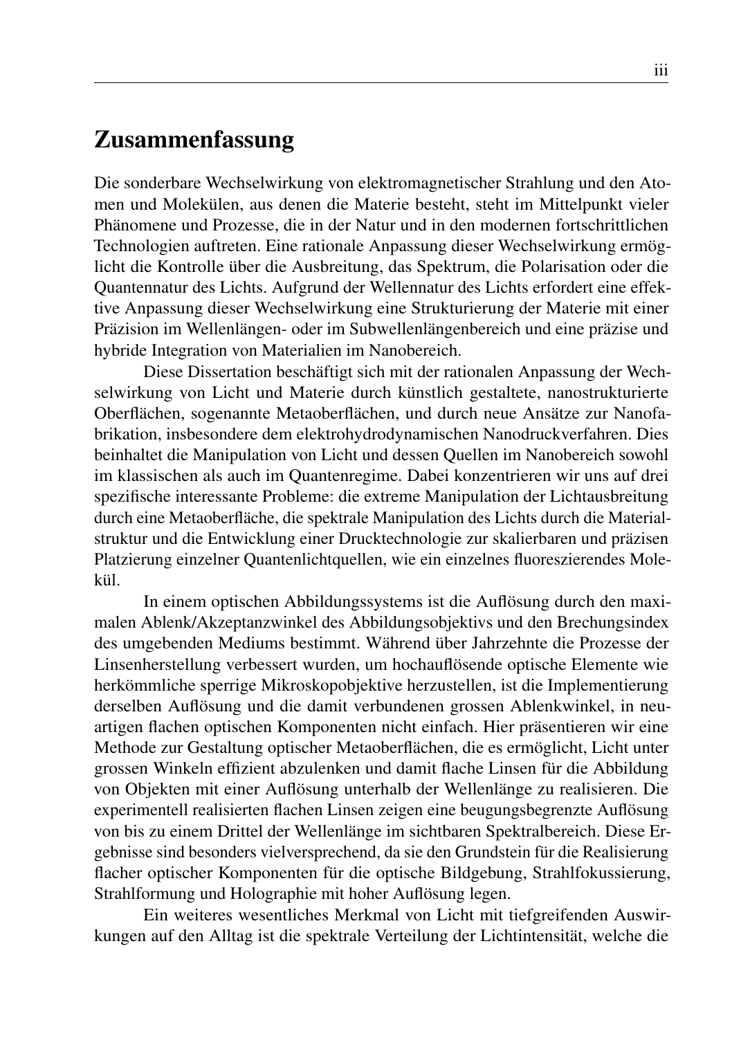# Zusammenfassung

Die sonderbare Wechselwirkung von elektromagnetischer Strahlung und den Atomen und Molekülen, aus denen die Materie besteht, steht im Mittelpunkt vieler Phänomene und Prozesse, die in der Natur und in den modernen fortschrittlichen Technologien auftreten. Eine rationale Anpassung dieser Wechselwirkung ermöglicht die Kontrolle über die Ausbreitung, das Spektrum, die Polarisation oder die Quantennatur des Lichts. Aufgrund der Wellennatur des Lichts erfordert eine effektive Anpassung dieser Wechselwirkung eine Strukturierung der Materie mit einer Präzision im Wellenlängen- oder im Subwellenlängenbereich und eine präzise und hybride Integration von Materialien im Nanobereich.

Diese Dissertation beschäftigt sich mit der rationalen Anpassung der Wechselwirkung von Licht und Materie durch künstlich gestaltete, nanostrukturierte Oberflächen, sogenannte Metaoberflächen, und durch neue Ansätze zur Nanofabrikation, insbesondere dem elektrohydrodynamischen Nanodruckverfahren. Dies beinhaltet die Manipulation von Licht und dessen Quellen im Nanobereich sowohl im klassischen als auch im Quantenregime. Dabei konzentrieren wir uns auf drei spezifische interessante Probleme: die extreme Manipulation der Lichtausbreitung durch eine Metaoberfläche, die spektrale Manipulation des Lichts durch die Materialstruktur und die Entwicklung einer Drucktechnologie zur skalierbaren und präzisen Platzierung einzelner Quantenlichtquellen, wie ein einzelnes fluoreszierendes Molekül.

In einem optischen Abbildungssystems ist die Auflösung durch den maximalen Ablenk/Akzeptanzwinkel des Abbildungsobjektivs und den Brechungsindex des umgebenden Mediums bestimmt. Während über Jahrzehnte die Prozesse der Linsenherstellung verbessert wurden, um hochauflösende optische Elemente wie herkömmliche sperrige Mikroskopobjektive herzustellen, ist die Implementierung derselben Auflösung und die damit verbundenen grossen Ablenkwinkel, in neuartigen flachen optischen Komponenten nicht einfach. Hier präsentieren wir eine Methode zur Gestaltung optischer Metaoberflächen, die es ermöglicht, Licht unter grossen Winkeln effizient abzulenken und damit flache Linsen für die Abbildung von Objekten mit einer Auflösung unterhalb der Wellenlänge zu realisieren. Die experimentell realisierten flachen Linsen zeigen eine beugungsbegrenzte Auflösung von bis zu einem Drittel der Wellenlänge im sichtbaren Spektralbereich. Diese Ergebnisse sind besonders vielversprechend, da sie den Grundstein für die Realisierung flacher optischer Komponenten für die optische Bildgebung, Strahlfokussierung, Strahlformung und Holographie mit hoher Auflösung legen.

Ein weiteres wesentliches Merkmal von Licht mit tiefgreifenden Auswirkungen auf den Alltag ist die spektrale Verteilung der Lichtintensität, welche die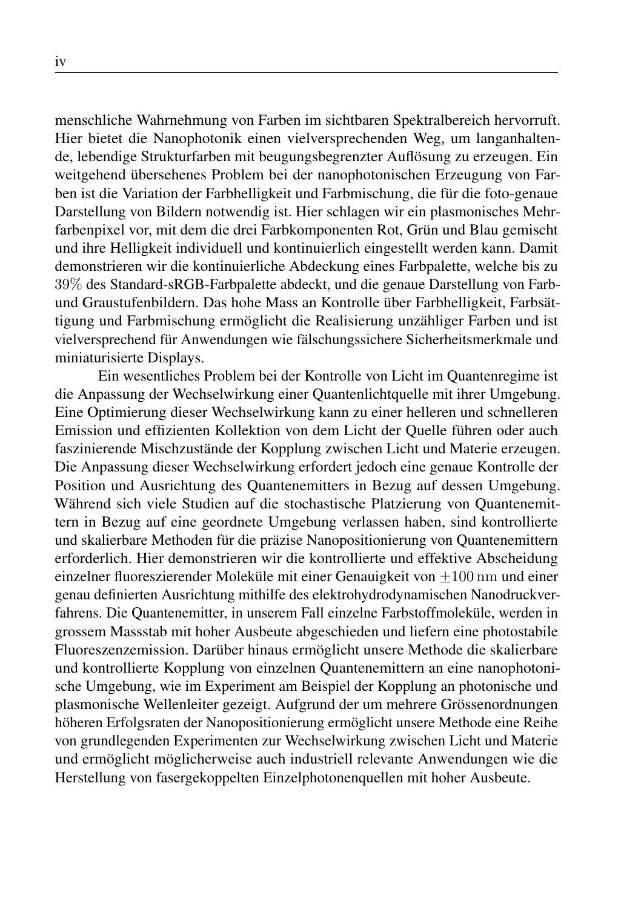menschliche Wahrnehmung von Farben im sichtbaren Spektralbereich hervorruft. Hier bietet die Nanophotonik einen vielversprechenden Weg, um langanhaltende, lebendige Strukturfarben mit beugungsbegrenzter Auflösung zu erzeugen. Ein weitgehend übersehenes Problem bei der nanophotonischen Erzeugung von Farben ist die Variation der Farbhelligkeit und Farbmischung, die für die foto-genaue Darstellung von Bildern notwendig ist. Hier schlagen wir ein plasmonisches Mehrfarbenpixel vor, mit dem die drei Farbkomponenten Rot, Grün und Blau gemischt und ihre Helligkeit individuell und kontinuierlich eingestellt werden kann. Damit demonstrieren wir die kontinuierliche Abdeckung eines Farbpalette, welche bis zu $39\%$ des Standard-sRGB-Farbpalette abdeckt, und die genaue Darstellung von Farb- und Graustufenbildern. Das hohe Mass an Kontrolle über Farbhelligkeit, Farbsättigung und Farbmischung ermöglicht die Realisierung unzähliger Farben und ist vielversprechend für Anwendungen wie fälschungssichere Sicherheitsmerkmale und miniaturisierte Displays.

Ein wesentliches Problem bei der Kontrolle von Licht im Quantenregime ist die Anpassung der Wechselwirkung einer Quantenlichtquelle mit ihrer Umgebung. Eine Optimierung dieser Wechselwirkung kann zu einer helleren und schnelleren Emission und effizienten Kollektion von dem Licht der Quelle führen oder auch faszinierende Mischzustände der Kopplung zwischen Licht und Materie erzeugen. Die Anpassung dieser Wechselwirkung erfordert jedoch eine genaue Kontrolle der Position und Ausrichtung des Quantenemitters in Bezug auf dessen Umgebung. Während sich viele Studien auf die stochastische Platzierung von Quantenemittern in Bezug auf eine geordnete Umgebung verlassen haben, sind kontrollierte und skalierbare Methoden für die präzise Nanopositionierung von Quantenemittern erforderlich. Hier demonstrieren wir die kontrollierte und effektive Abscheidung einzelner fluoreszierender Moleküle mit einer Genauigkeit von $\pm 100\,\mathrm{nm}$ und einer genau definierten Ausrichtung mithilfe des elektrohydrodynamischen Nanodruckverfahrens. Die Quantenemitter, in unserem Fall einzelne Farbstoffmoleküle, werden in grossem Massstab mit hoher Ausbeute abgeschieden und liefern eine photostabile Fluoreszenzemission. Darüber hinaus ermöglicht unsere Methode die skalierbare und kontrollierte Kopplung von einzelnen Quantenemittern an eine nanophotonische Umgebung, wie im Experiment am Beispiel der Kopplung an photonische und plasmonische Wellenleiter gezeigt. Aufgrund der um mehrere Grössenordnungen höheren Erfolgsraten der Nanopositionierung ermöglicht unsere Methode eine Reihe von grundlegenden Experimenten zur Wechselwirkung zwischen Licht und Materie und ermöglicht möglicherweise auch industriell relevante Anwendungen wie die Herstellung von fasergekoppelten Einzelphotonenquellen mit hoher Ausbeute.